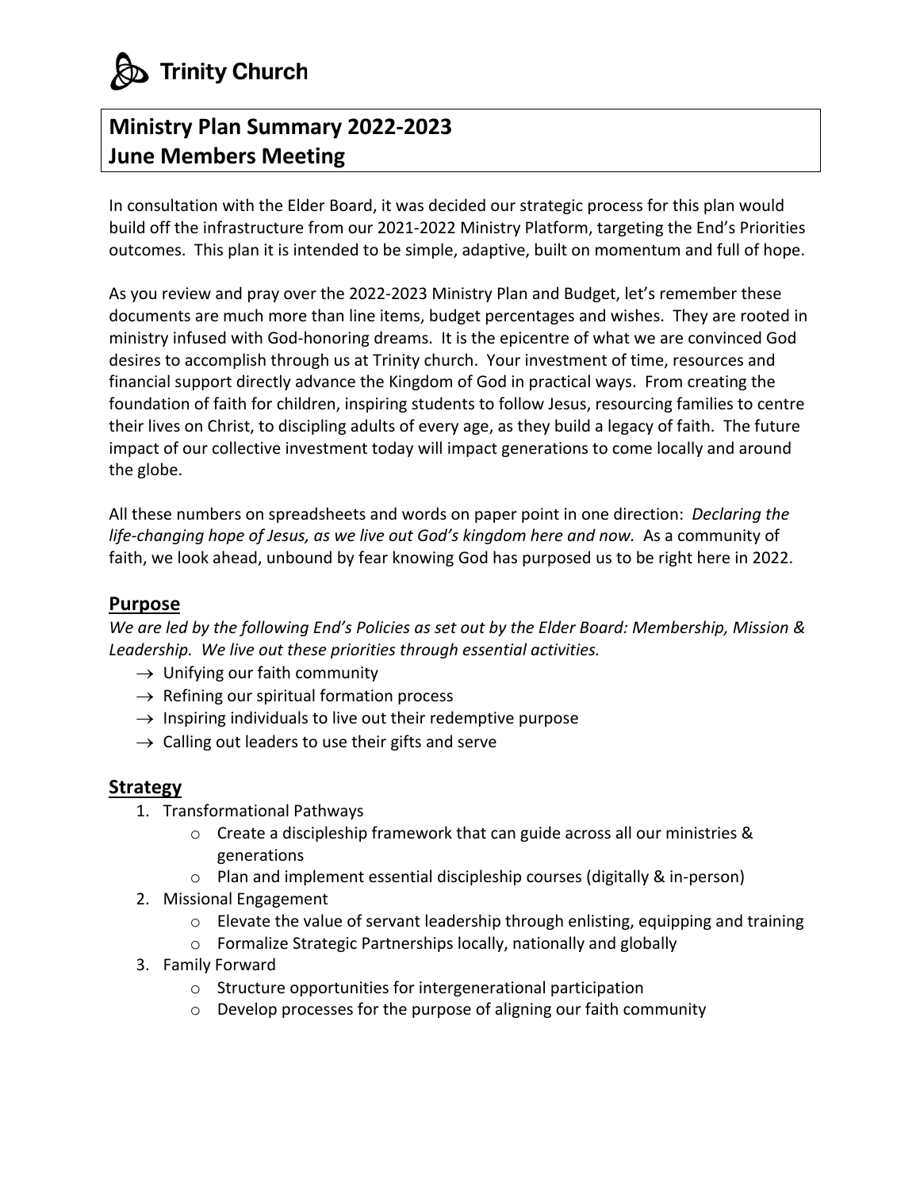Trinity Church

# Ministry Plan Summary 2022-2023
# June Members Meeting

In consultation with the Elder Board, it was decided our strategic process for this plan would build off the infrastructure from our 2021-2022 Ministry Platform, targeting the End's Priorities outcomes. This plan it is intended to be simple, adaptive, built on momentum and full of hope.

As you review and pray over the 2022-2023 Ministry Plan and Budget, let's remember these documents are much more than line items, budget percentages and wishes. They are rooted in ministry infused with God-honoring dreams. It is the epicentre of what we are convinced God desires to accomplish through us at Trinity church. Your investment of time, resources and financial support directly advance the Kingdom of God in practical ways. From creating the foundation of faith for children, inspiring students to follow Jesus, resourcing families to centre their lives on Christ, to discipling adults of every age, as they build a legacy of faith. The future impact of our collective investment today will impact generations to come locally and around the globe.

All these numbers on spreadsheets and words on paper point in one direction: *Declaring the life-changing hope of Jesus, as we live out God's kingdom here and now.* As a community of faith, we look ahead, unbound by fear knowing God has purposed us to be right here in 2022.

## Purpose

*We are led by the following End's Policies as set out by the Elder Board: Membership, Mission & Leadership. We live out these priorities through essential activities.*

- → Unifying our faith community
- → Refining our spiritual formation process
- → Inspiring individuals to live out their redemptive purpose
- → Calling out leaders to use their gifts and serve

## Strategy

1. Transformational Pathways
   - Create a discipleship framework that can guide across all our ministries & generations
   - Plan and implement essential discipleship courses (digitally & in-person)
2. Missional Engagement
   - Elevate the value of servant leadership through enlisting, equipping and training
   - Formalize Strategic Partnerships locally, nationally and globally
3. Family Forward
   - Structure opportunities for intergenerational participation
   - Develop processes for the purpose of aligning our faith community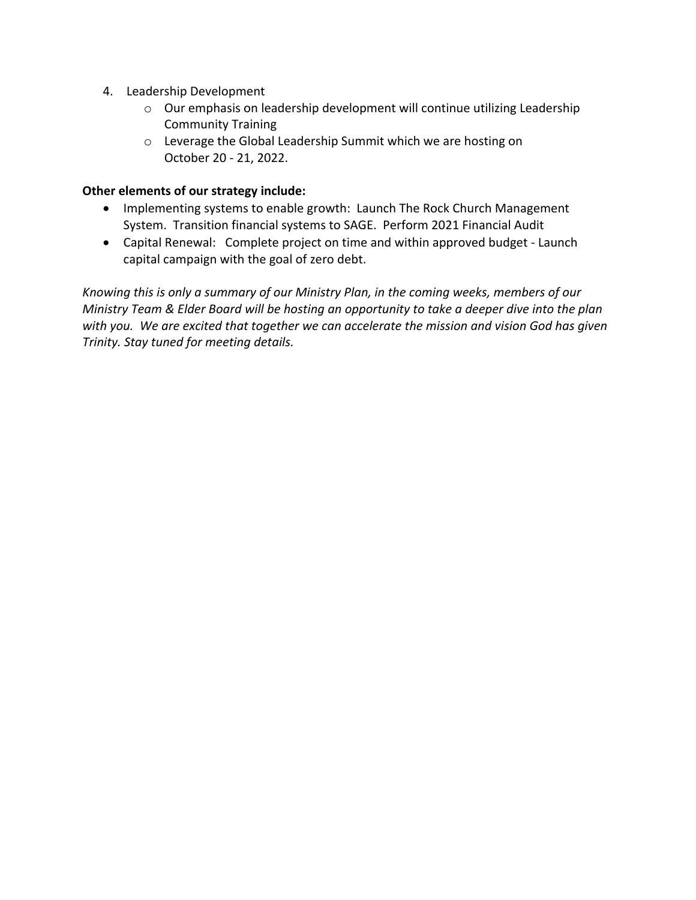4. Leadership Development
    - Our emphasis on leadership development will continue utilizing Leadership Community Training
    - Leverage the Global Leadership Summit which we are hosting on October 20 - 21, 2022.

**Other elements of our strategy include:**

- Implementing systems to enable growth: Launch The Rock Church Management System. Transition financial systems to SAGE. Perform 2021 Financial Audit
- Capital Renewal: Complete project on time and within approved budget - Launch capital campaign with the goal of zero debt.

*Knowing this is only a summary of our Ministry Plan, in the coming weeks, members of our Ministry Team & Elder Board will be hosting an opportunity to take a deeper dive into the plan with you. We are excited that together we can accelerate the mission and vision God has given Trinity. Stay tuned for meeting details.*